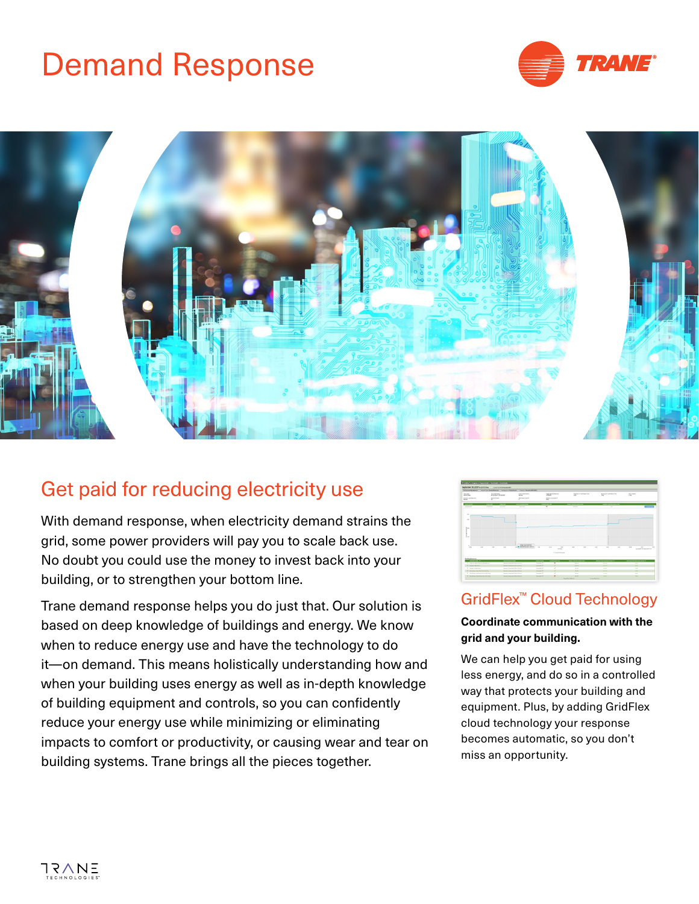# Demand Response

## Get paid for reducing electricity use

With demand response, when electricity demand strains the grid, some power providers will pay you to scale back use. No doubt you could use the money to invest back into your building, or to strengthen your bottom line.

Trane demand response helps you do just that. Our solution is based on deep knowledge of buildings and energy. We know when to reduce energy use and have the technology to do it—on demand. This means holistically understanding how and when your building uses energy as well as in-depth knowledge of building equipment and controls, so you can confidently reduce your energy use while minimizing or eliminating impacts to comfort or productivity, or causing wear and tear on building systems. Trane brings all the pieces together.

## GridFlex™ Cloud Technology

**Coordinate communication with the grid and your building.**

We can help you get paid for using less energy, and do so in a controlled way that protects your building and equipment. Plus, by adding GridFlex cloud technology your response becomes automatic, so you don't miss an opportunity.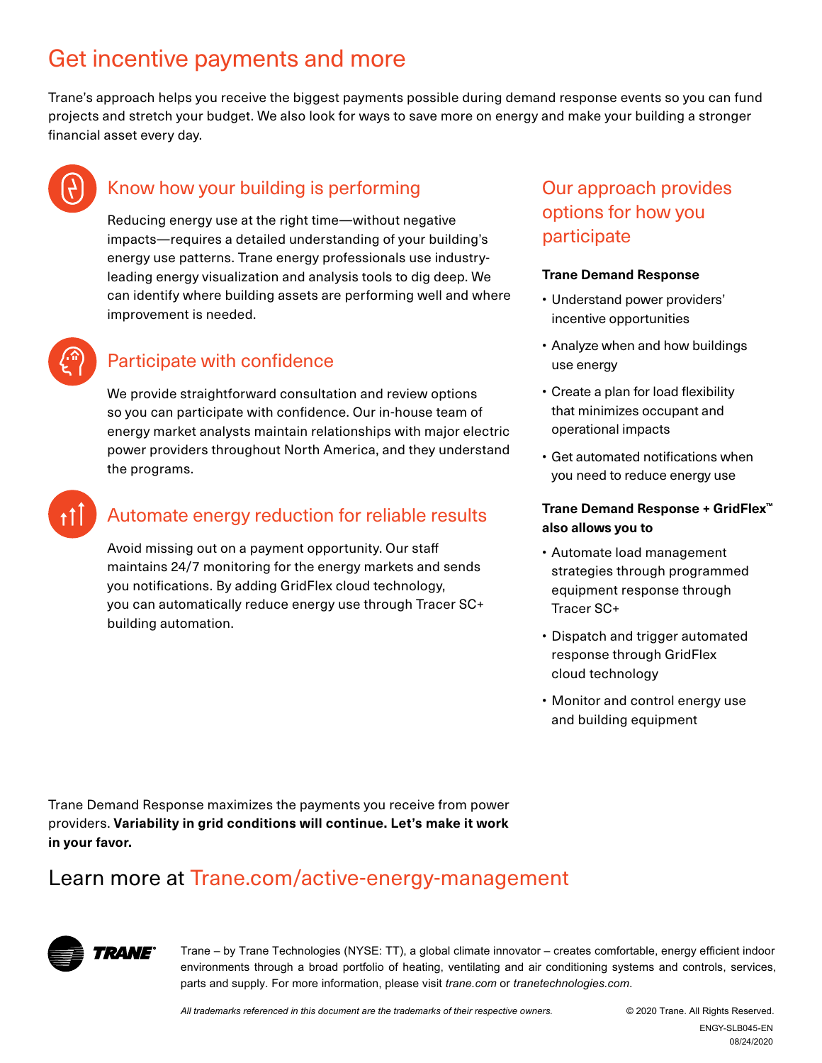# Get incentive payments and more

Trane's approach helps you receive the biggest payments possible during demand response events so you can fund projects and stretch your budget. We also look for ways to save more on energy and make your building a stronger financial asset every day.

## Know how your building is performing

Reducing energy use at the right time—without negative impacts—requires a detailed understanding of your building's energy use patterns. Trane energy professionals use industry-leading energy visualization and analysis tools to dig deep. We can identify where building assets are performing well and where improvement is needed.

## Participate with confidence

We provide straightforward consultation and review options so you can participate with confidence. Our in-house team of energy market analysts maintain relationships with major electric power providers throughout North America, and they understand the programs.

## Automate energy reduction for reliable results

Avoid missing out on a payment opportunity. Our staff maintains 24/7 monitoring for the energy markets and sends you notifications. By adding GridFlex cloud technology, you can automatically reduce energy use through Tracer SC+ building automation.

## Our approach provides options for how you participate

**Trane Demand Response**

- Understand power providers' incentive opportunities
- Analyze when and how buildings use energy
- Create a plan for load flexibility that minimizes occupant and operational impacts
- Get automated notifications when you need to reduce energy use

**Trane Demand Response + GridFlex™ also allows you to**

- Automate load management strategies through programmed equipment response through Tracer SC+
- Dispatch and trigger automated response through GridFlex cloud technology
- Monitor and control energy use and building equipment

Trane Demand Response maximizes the payments you receive from power providers. **Variability in grid conditions will continue. Let's make it work in your favor.**

## Learn more at Trane.com/active-energy-management

Trane – by Trane Technologies (NYSE: TT), a global climate innovator – creates comfortable, energy efficient indoor environments through a broad portfolio of heating, ventilating and air conditioning systems and controls, services, parts and supply. For more information, please visit *trane.com* or *tranetechnologies.com*.

*All trademarks referenced in this document are the trademarks of their respective owners.*

© 2020 Trane. All Rights Reserved.

ENGY-SLB045-EN
08/24/2020